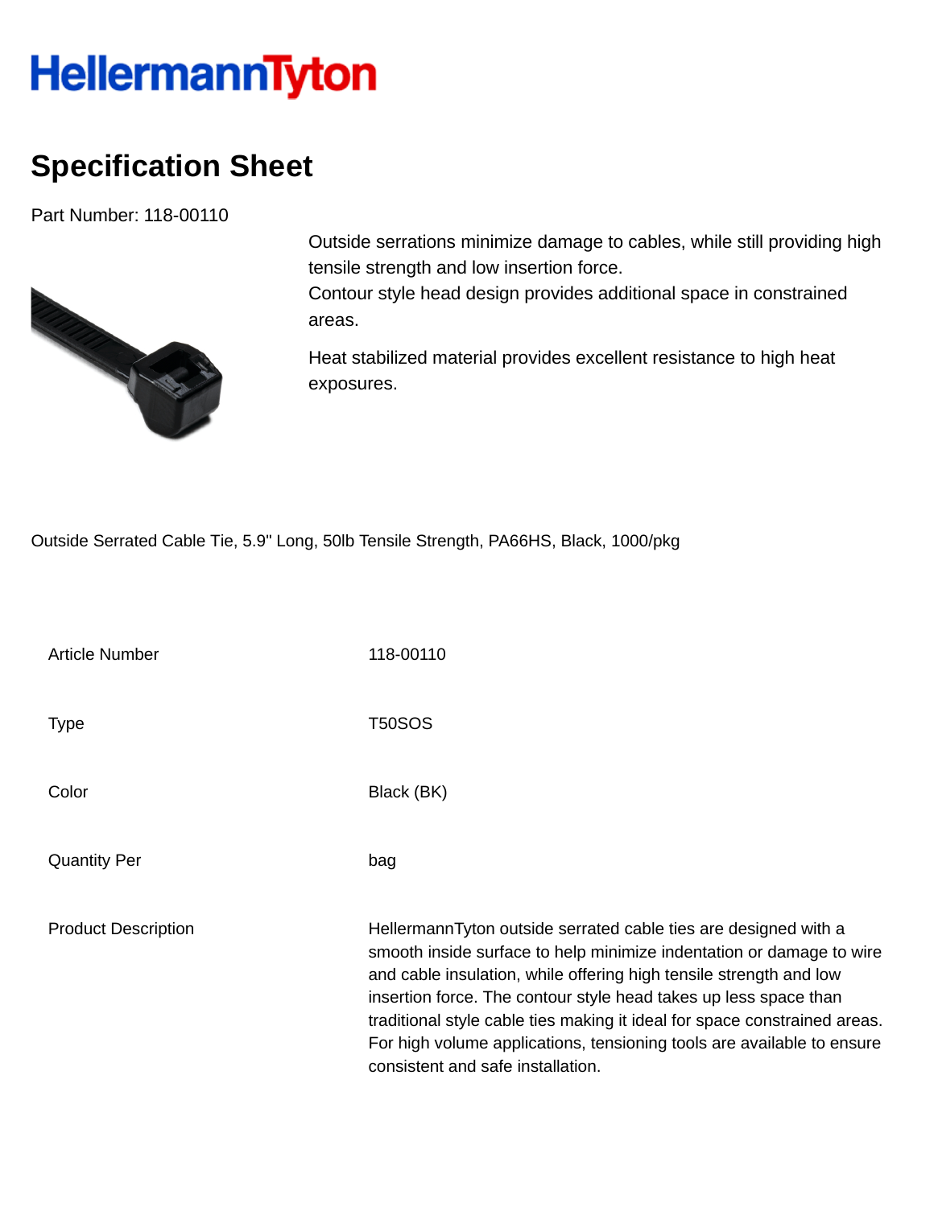# HellermannTyton

## Specification Sheet

Part Number: 118-00110

Outside serrations minimize damage to cables, while still providing high tensile strength and low insertion force.
Contour style head design provides additional space in constrained areas.

Heat stabilized material provides excellent resistance to high heat exposures.

Outside Serrated Cable Tie, 5.9" Long, 50lb Tensile Strength, PA66HS, Black, 1000/pkg

| | |
|---|---|
| Article Number | 118-00110 |
| Type | T50SOS |
| Color | Black (BK) |
| Quantity Per | bag |
| Product Description | HellermannTyton outside serrated cable ties are designed with a smooth inside surface to help minimize indentation or damage to wire and cable insulation, while offering high tensile strength and low insertion force. The contour style head takes up less space than traditional style cable ties making it ideal for space constrained areas. For high volume applications, tensioning tools are available to ensure consistent and safe installation. |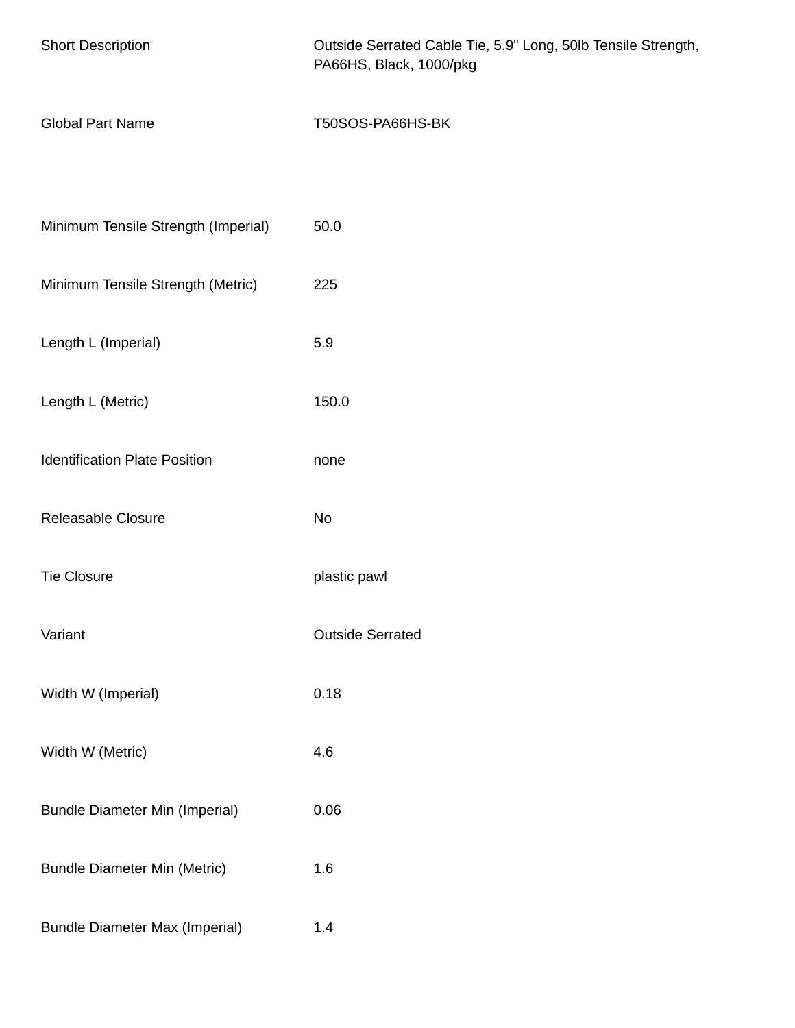| | |
|---|---|
| Short Description | Outside Serrated Cable Tie, 5.9" Long, 50lb Tensile Strength, PA66HS, Black, 1000/pkg |
| Global Part Name | T50SOS-PA66HS-BK |
| Minimum Tensile Strength (Imperial) | 50.0 |
| Minimum Tensile Strength (Metric) | 225 |
| Length L (Imperial) | 5.9 |
| Length L (Metric) | 150.0 |
| Identification Plate Position | none |
| Releasable Closure | No |
| Tie Closure | plastic pawl |
| Variant | Outside Serrated |
| Width W (Imperial) | 0.18 |
| Width W (Metric) | 4.6 |
| Bundle Diameter Min (Imperial) | 0.06 |
| Bundle Diameter Min (Metric) | 1.6 |
| Bundle Diameter Max (Imperial) | 1.4 |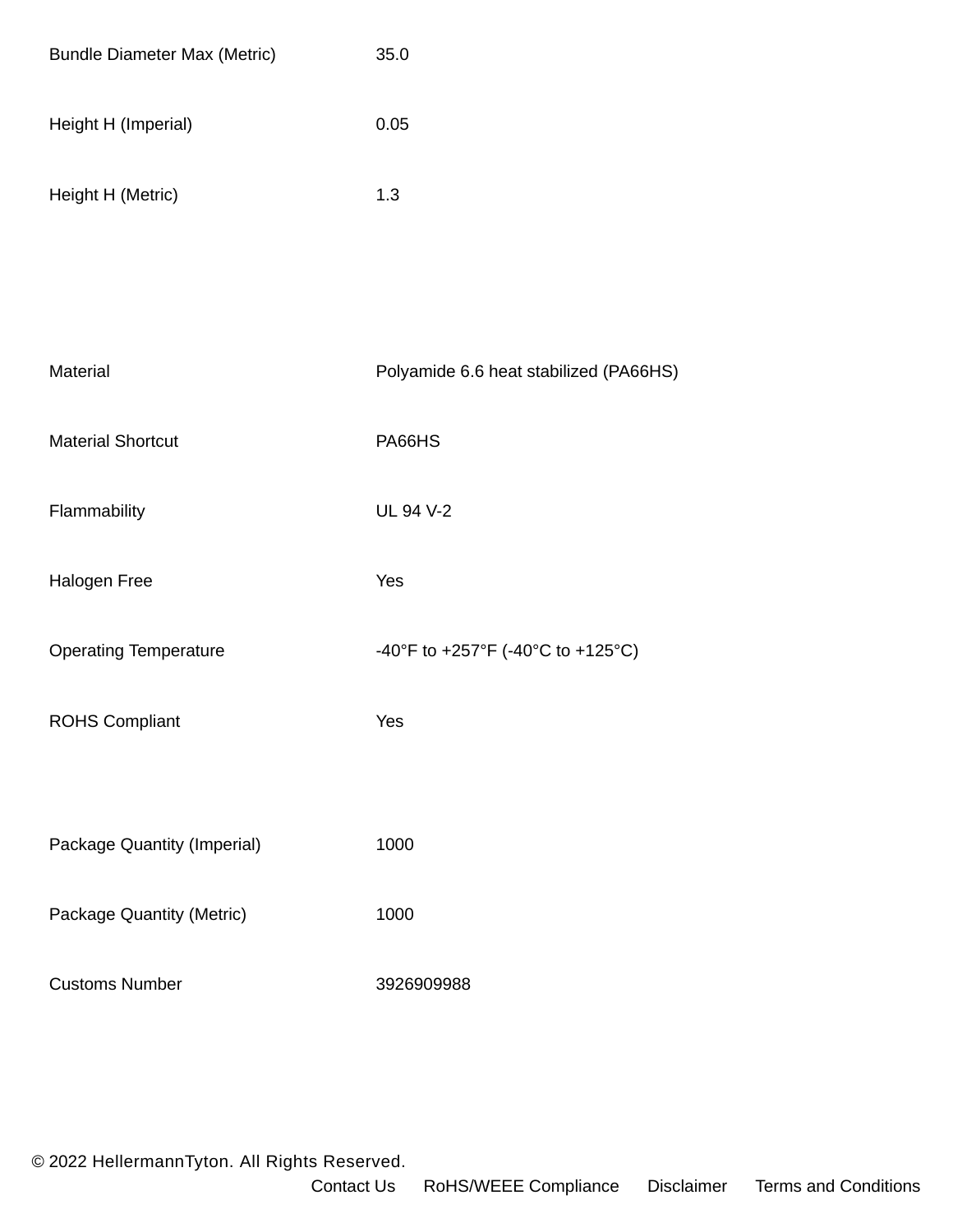| | |
|---|---|
| Bundle Diameter Max (Metric) | 35.0 |
| Height H (Imperial) | 0.05 |
| Height H (Metric) | 1.3 |

| | |
|---|---|
| Material | Polyamide 6.6 heat stabilized (PA66HS) |
| Material Shortcut | PA66HS |
| Flammability | UL 94 V-2 |
| Halogen Free | Yes |
| Operating Temperature | -40°F to +257°F (-40°C to +125°C) |
| ROHS Compliant | Yes |

| | |
|---|---|
| Package Quantity (Imperial) | 1000 |
| Package Quantity (Metric) | 1000 |
| Customs Number | 3926909988 |

© 2022 HellermannTyton. All Rights Reserved.

Contact Us RoHS/WEEE Compliance Disclaimer Terms and Conditions